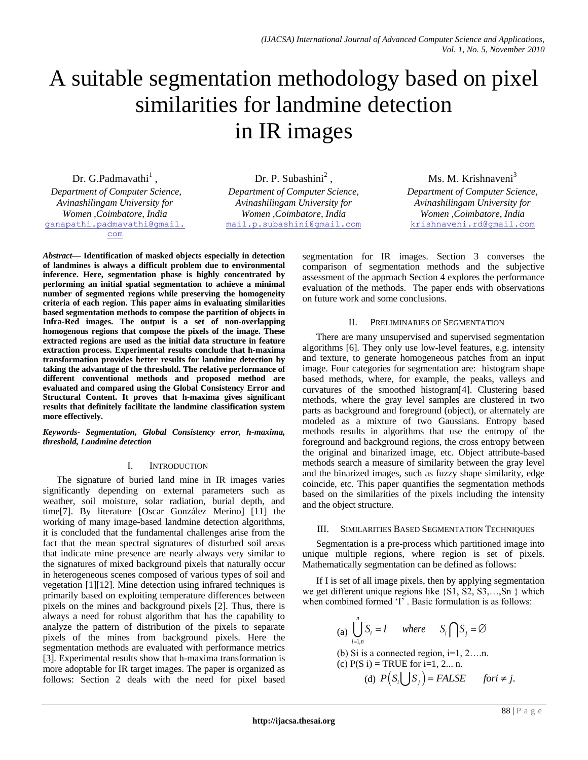# A suitable segmentation methodology based on pixel similarities for landmine detection in IR images

Dr. G.Padmavathi[1],
*Department of Computer Science, Avinashilingam University for Women ,Coimbatore, India*
ganapathi.padmavathi@gmail.com

Dr. P. Subashini[2],
*Department of Computer Science, Avinashilingam University for Women ,Coimbatore, India*
mail.p.subashini@gmail.com

Ms. M. Krishnaveni[3]
*Department of Computer Science, Avinashilingam University for Women ,Coimbatore, India*
krishnaveni.rd@gmail.com

***Abstract*— Identification of masked objects especially in detection of landmines is always a difficult problem due to environmental inference. Here, segmentation phase is highly concentrated by performing an initial spatial segmentation to achieve a minimal number of segmented regions while preserving the homogeneity criteria of each region. This paper aims in evaluating similarities based segmentation methods to compose the partition of objects in Infra-Red images. The output is a set of non-overlapping homogenous regions that compose the pixels of the image. These extracted regions are used as the initial data structure in feature extraction process. Experimental results conclude that h-maxima transformation provides better results for landmine detection by taking the advantage of the threshold. The relative performance of different conventional methods and proposed method are evaluated and compared using the Global Consistency Error and Structural Content. It proves that h-maxima gives significant results that definitely facilitate the landmine classification system more effectively.**

***Keywords- Segmentation, Global Consistency error, h-maxima, threshold, Landmine detection***

## I. Introduction

The signature of buried land mine in IR images varies significantly depending on external parameters such as weather, soil moisture, solar radiation, burial depth, and time[7]. By literature [Oscar González Merino] [11] the working of many image-based landmine detection algorithms, it is concluded that the fundamental challenges arise from the fact that the mean spectral signatures of disturbed soil areas that indicate mine presence are nearly always very similar to the signatures of mixed background pixels that naturally occur in heterogeneous scenes composed of various types of soil and vegetation [1][12]. Mine detection using infrared techniques is primarily based on exploiting temperature differences between pixels on the mines and background pixels [2]. Thus, there is always a need for robust algorithm that has the capability to analyze the pattern of distribution of the pixels to separate pixels of the mines from background pixels. Here the segmentation methods are evaluated with performance metrics [3]. Experimental results show that h-maxima transformation is more adoptable for IR target images. The paper is organized as follows: Section 2 deals with the need for pixel based segmentation for IR images. Section 3 converses the comparison of segmentation methods and the subjective assessment of the approach Section 4 explores the performance evaluation of the methods. The paper ends with observations on future work and some conclusions.

## II. Preliminaries of Segmentation

There are many unsupervised and supervised segmentation algorithms [6]. They only use low-level features, e.g. intensity and texture, to generate homogeneous patches from an input image. Four categories for segmentation are: histogram shape based methods, where, for example, the peaks, valleys and curvatures of the smoothed histogram[4]. Clustering based methods, where the gray level samples are clustered in two parts as background and foreground (object), or alternately are modeled as a mixture of two Gaussians. Entropy based methods results in algorithms that use the entropy of the foreground and background regions, the cross entropy between the original and binarized image, etc. Object attribute-based methods search a measure of similarity between the gray level and the binarized images, such as fuzzy shape similarity, edge coincide, etc. This paper quantifies the segmentation methods based on the similarities of the pixels including the intensity and the object structure.

## III. Similarities Based Segmentation Techniques

Segmentation is a pre-process which partitioned image into unique multiple regions, where region is set of pixels. Mathematically segmentation can be defined as follows:

If I is set of all image pixels, then by applying segmentation we get different unique regions like {S1, S2, S3,…,Sn } which when combined formed 'I' . Basic formulation is as follows:

(a) $\bigcup_{i=1,n}^{n} S_i = I \quad where \quad S_i \bigcap S_j = \varnothing$

(b) Si is a connected region, i=1, 2….n.

(c) P(S i) = TRUE for i=1, 2... n.

(d) $P\left(S_i \bigcup S_j\right) = FALSE \quad for i \neq j.$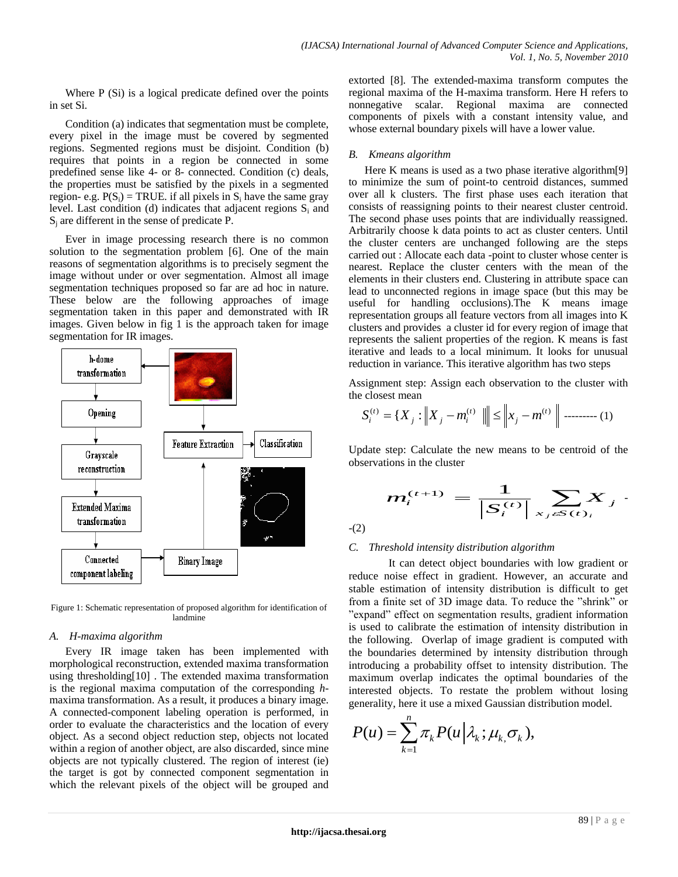Where P (Si) is a logical predicate defined over the points in set Si.

Condition (a) indicates that segmentation must be complete, every pixel in the image must be covered by segmented regions. Segmented regions must be disjoint. Condition (b) requires that points in a region be connected in some predefined sense like 4- or 8- connected. Condition (c) deals, the properties must be satisfied by the pixels in a segmented region- e.g. $P(S_i)$ = TRUE. if all pixels in $S_i$ have the same gray level. Last condition (d) indicates that adjacent regions $S_i$ and $S_j$ are different in the sense of predicate P.

Ever in image processing research there is no common solution to the segmentation problem [6]. One of the main reasons of segmentation algorithms is to precisely segment the image without under or over segmentation. Almost all image segmentation techniques proposed so far are ad hoc in nature. These below are the following approaches of image segmentation taken in this paper and demonstrated with IR images. Given below in fig 1 is the approach taken for image segmentation for IR images.

Figure 1: Schematic representation of proposed algorithm for identification of landmine

### A. H-maxima algorithm

Every IR image taken has been implemented with morphological reconstruction, extended maxima transformation using thresholding[10] . The extended maxima transformation is the regional maxima computation of the corresponding *h*-maxima transformation. As a result, it produces a binary image. A connected-component labeling operation is performed, in order to evaluate the characteristics and the location of every object. As a second object reduction step, objects not located within a region of another object, are also discarded, since mine objects are not typically clustered. The region of interest (ie) the target is got by connected component segmentation in which the relevant pixels of the object will be grouped and extorted [8]. The extended-maxima transform computes the regional maxima of the H-maxima transform. Here H refers to nonnegative scalar. Regional maxima are connected components of pixels with a constant intensity value, and whose external boundary pixels will have a lower value.

### B. Kmeans algorithm

Here K means is used as a two phase iterative algorithm[9] to minimize the sum of point-to centroid distances, summed over all k clusters. The first phase uses each iteration that consists of reassigning points to their nearest cluster centroid. The second phase uses points that are individually reassigned. Arbitrarily choose k data points to act as cluster centers. Until the cluster centers are unchanged following are the steps carried out : Allocate each data -point to cluster whose center is nearest. Replace the cluster centers with the mean of the elements in their clusters end. Clustering in attribute space can lead to unconnected regions in image space (but this may be useful for handling occlusions).The K means image representation groups all feature vectors from all images into K clusters and provides a cluster id for every region of image that represents the salient properties of the region. K means is fast iterative and leads to a local minimum. It looks for unusual reduction in variance. This iterative algorithm has two steps

Assignment step: Assign each observation to the cluster with the closest mean

$$S_i^{(t)} = \{X_j : \left\| X_j - m_i^{(t)} \right\| \leq \left\| x_j - m^{(t)} \right\| \text{ --------- (1)}$$

Update step: Calculate the new means to be centroid of the observations in the cluster

$$m_i^{(t+1)} = \frac{1}{\left| S_i^{(t)} \right|} \sum_{x_j \in S(t)_i} X_j \text{ --(2)}$$

### C. Threshold intensity distribution algorithm

It can detect object boundaries with low gradient or reduce noise effect in gradient. However, an accurate and stable estimation of intensity distribution is difficult to get from a finite set of 3D image data. To reduce the "shrink" or "expand" effect on segmentation results, gradient information is used to calibrate the estimation of intensity distribution in the following. Overlap of image gradient is computed with the boundaries determined by intensity distribution through introducing a probability offset to intensity distribution. The maximum overlap indicates the optimal boundaries of the interested objects. To restate the problem without losing generality, here it use a mixed Gaussian distribution model.

$$P(u) = \sum_{k=1}^{n} \pi_k P(u \mid \lambda_k ; \mu_k, \sigma_k),$$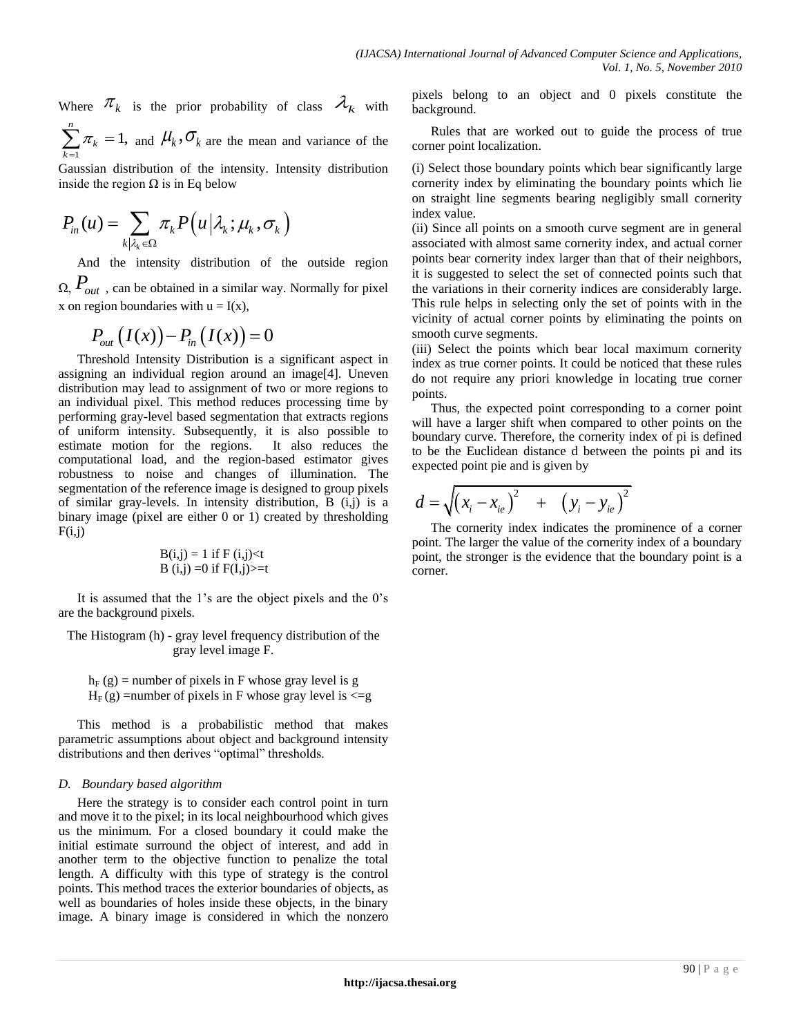Where $\pi_k$ is the prior probability of class $\lambda_k$ with $\sum_{k=1}^{n} \pi_k = 1,$ and $\mu_k, \sigma_k$ are the mean and variance of the Gaussian distribution of the intensity. Intensity distribution inside the region Ω is in Eq below

$$P_{in}(u) = \sum_{k|\lambda_k \in \Omega} \pi_k P\left(u \middle| \lambda_k ; \mu_k, \sigma_k\right)$$

And the intensity distribution of the outside region Ω, $P_{out}$ , can be obtained in a similar way. Normally for pixel x on region boundaries with u = I(x),

$$P_{out}\left(I(x)\right) - P_{in}\left(I(x)\right) = 0$$

Threshold Intensity Distribution is a significant aspect in assigning an individual region around an image[4]. Uneven distribution may lead to assignment of two or more regions to an individual pixel. This method reduces processing time by performing gray-level based segmentation that extracts regions of uniform intensity. Subsequently, it is also possible to estimate motion for the regions. It also reduces the computational load, and the region-based estimator gives robustness to noise and changes of illumination. The segmentation of the reference image is designed to group pixels of similar gray-levels. In intensity distribution, B (i,j) is a binary image (pixel are either 0 or 1) created by thresholding F(i,j)

B(i,j) = 1 if F (i,j)<t
B (i,j) =0 if F(I,j)>=t

It is assumed that the 1's are the object pixels and the 0's are the background pixels.

The Histogram (h) - gray level frequency distribution of the gray level image F.

$h_F$ (g) = number of pixels in F whose gray level is g
$H_F$ (g) =number of pixels in F whose gray level is <=g

This method is a probabilistic method that makes parametric assumptions about object and background intensity distributions and then derives "optimal" thresholds.

### *D. Boundary based algorithm*

Here the strategy is to consider each control point in turn and move it to the pixel; in its local neighbourhood which gives us the minimum. For a closed boundary it could make the initial estimate surround the object of interest, and add in another term to the objective function to penalize the total length. A difficulty with this type of strategy is the control points. This method traces the exterior boundaries of objects, as well as boundaries of holes inside these objects, in the binary image. A binary image is considered in which the nonzero pixels belong to an object and 0 pixels constitute the background.

Rules that are worked out to guide the process of true corner point localization.

(i) Select those boundary points which bear significantly large cornerity index by eliminating the boundary points which lie on straight line segments bearing negligibly small cornerity index value.
(ii) Since all points on a smooth curve segment are in general associated with almost same cornerity index, and actual corner points bear cornerity index larger than that of their neighbors, it is suggested to select the set of connected points such that the variations in their cornerity indices are considerably large. This rule helps in selecting only the set of points with in the vicinity of actual corner points by eliminating the points on smooth curve segments.
(iii) Select the points which bear local maximum cornerity index as true corner points. It could be noticed that these rules do not require any priori knowledge in locating true corner points.

Thus, the expected point corresponding to a corner point will have a larger shift when compared to other points on the boundary curve. Therefore, the cornerity index of pi is defined to be the Euclidean distance d between the points pi and its expected point pie and is given by

$$d = \sqrt{\left(x_i - x_{ie}\right)^2 + \left(y_i - y_{ie}\right)^2}$$

The cornerity index indicates the prominence of a corner point. The larger the value of the cornerity index of a boundary point, the stronger is the evidence that the boundary point is a corner.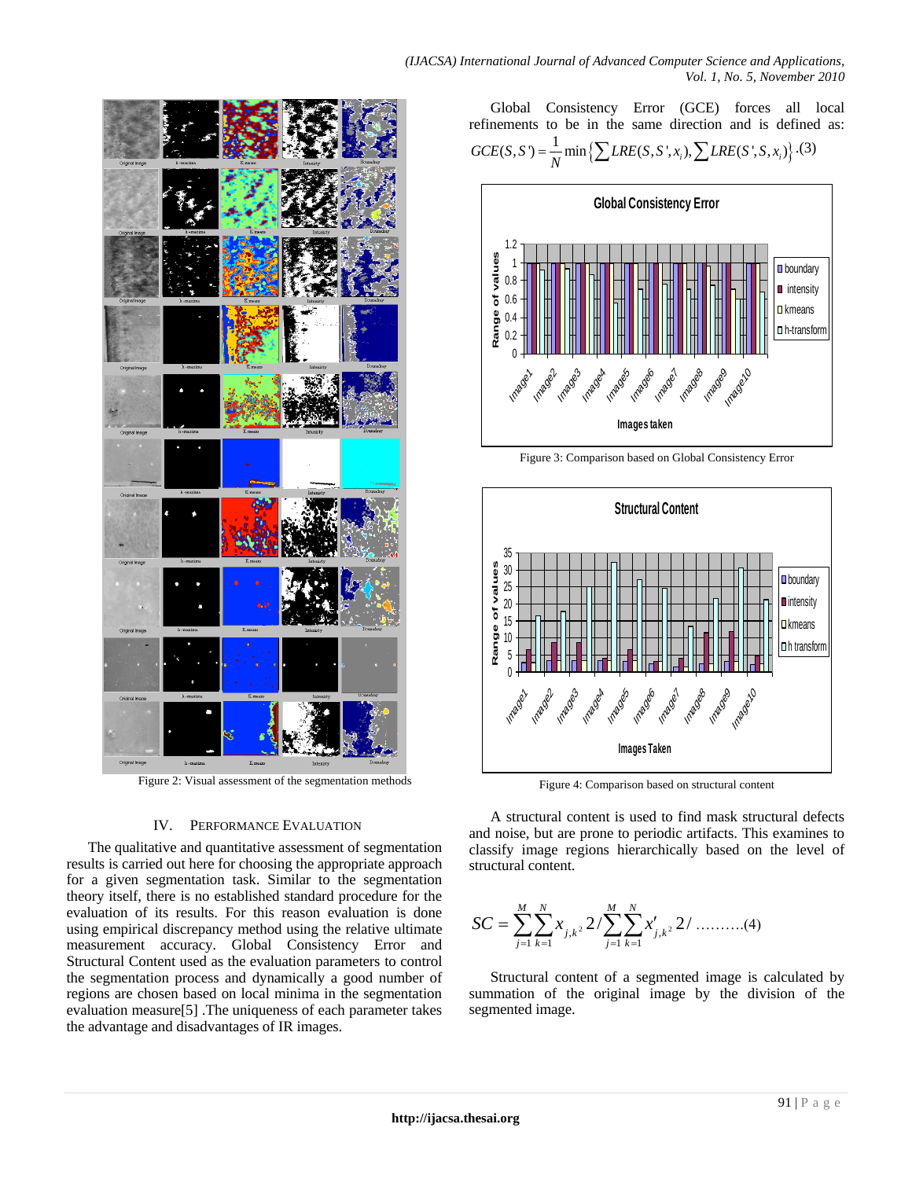Figure 2: Visual assessment of the segmentation methods

## IV. Performance Evaluation

The qualitative and quantitative assessment of segmentation results is carried out here for choosing the appropriate approach for a given segmentation task. Similar to the segmentation theory itself, there is no established standard procedure for the evaluation of its results. For this reason evaluation is done using empirical discrepancy method using the relative ultimate measurement accuracy. Global Consistency Error and Structural Content used as the evaluation parameters to control the segmentation process and dynamically a good number of regions are chosen based on local minima in the segmentation evaluation measure[5] .The uniqueness of each parameter takes the advantage and disadvantages of IR images.

Global Consistency Error (GCE) forces all local refinements to be in the same direction and is defined as:

$$GCE(S,S') = \frac{1}{N}\min\left\{\sum LRE(S,S',x_i), \sum LRE(S',S,x_i)\right\}.(3)$$

Figure 3: Comparison based on Global Consistency Error

Figure 4: Comparison based on structural content

A structural content is used to find mask structural defects and noise, but are prone to periodic artifacts. This examines to classify image regions hierarchically based on the level of structural content.

$$SC = \sum_{j=1}^{M}\sum_{k=1}^{N} x_{j,k^2}\, 2 / \sum_{j=1}^{M}\sum_{k=1}^{N} x'_{j,k^2}\, 2/ \,\ldots\ldots\ldots.(4)$$

Structural content of a segmented image is calculated by summation of the original image by the division of the segmented image.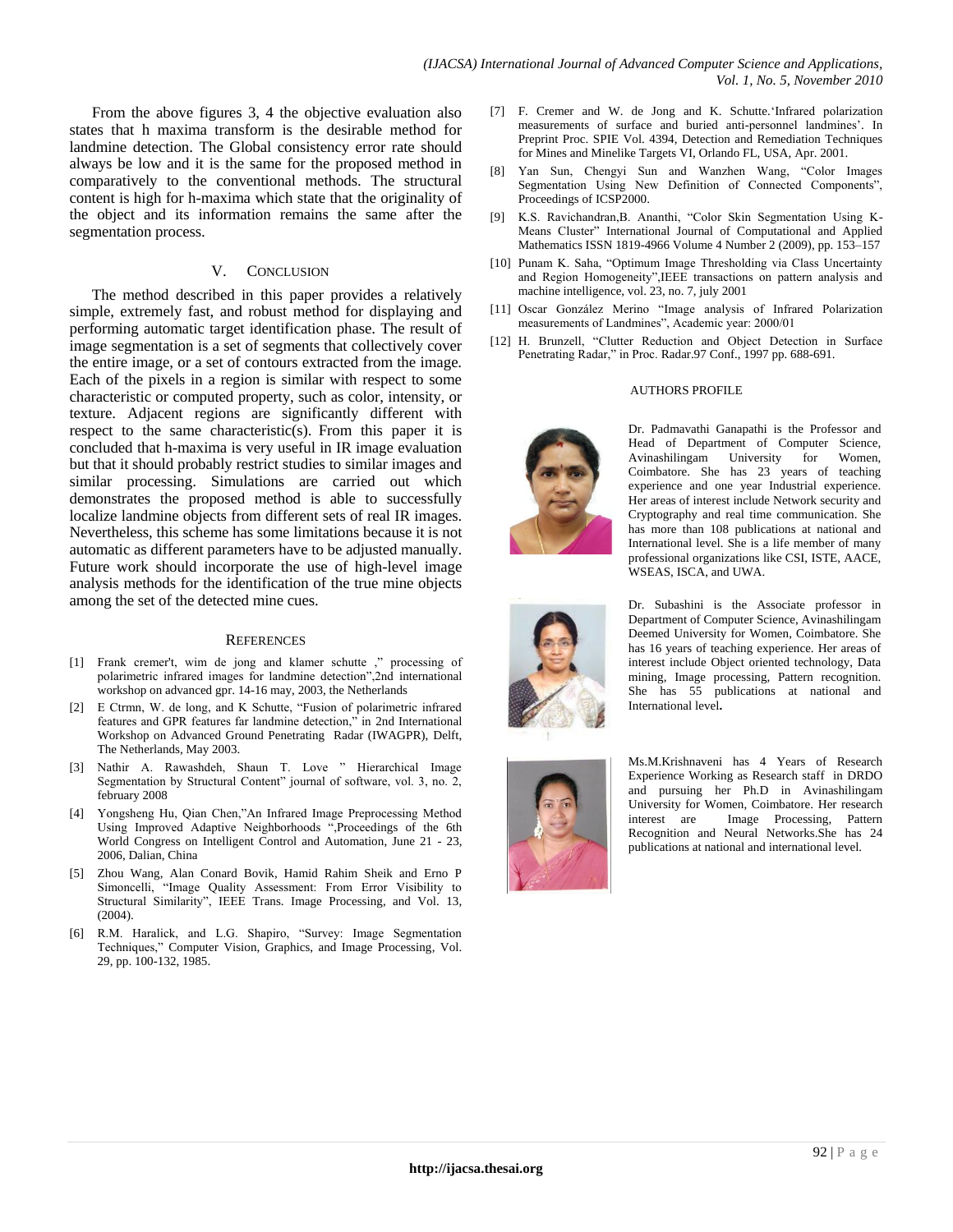From the above figures 3, 4 the objective evaluation also states that h maxima transform is the desirable method for landmine detection. The Global consistency error rate should always be low and it is the same for the proposed method in comparatively to the conventional methods. The structural content is high for h-maxima which state that the originality of the object and its information remains the same after the segmentation process.

## V. Conclusion

The method described in this paper provides a relatively simple, extremely fast, and robust method for displaying and performing automatic target identification phase. The result of image segmentation is a set of segments that collectively cover the entire image, or a set of contours extracted from the image. Each of the pixels in a region is similar with respect to some characteristic or computed property, such as color, intensity, or texture. Adjacent regions are significantly different with respect to the same characteristic(s). From this paper it is concluded that h-maxima is very useful in IR image evaluation but that it should probably restrict studies to similar images and similar processing. Simulations are carried out which demonstrates the proposed method is able to successfully localize landmine objects from different sets of real IR images. Nevertheless, this scheme has some limitations because it is not automatic as different parameters have to be adjusted manually. Future work should incorporate the use of high-level image analysis methods for the identification of the true mine objects among the set of the detected mine cues.

## References

[1] Frank cremer't, wim de jong and klamer schutte ," processing of polarimetric infrared images for landmine detection",2nd international workshop on advanced gpr. 14-16 may, 2003, the Netherlands

[2] E Ctrmn, W. de long, and K Schutte, "Fusion of polarimetric infrared features and GPR features far landmine detection," in 2nd International Workshop on Advanced Ground Penetrating Radar (IWAGPR), Delft, The Netherlands, May 2003.

[3] Nathir A. Rawashdeh, Shaun T. Love " Hierarchical Image Segmentation by Structural Content" journal of software, vol. 3, no. 2, february 2008

[4] Yongsheng Hu, Qian Chen,"An Infrared Image Preprocessing Method Using Improved Adaptive Neighborhoods ",Proceedings of the 6th World Congress on Intelligent Control and Automation, June 21 - 23, 2006, Dalian, China

[5] Zhou Wang, Alan Conard Bovik, Hamid Rahim Sheik and Erno P Simoncelli, "Image Quality Assessment: From Error Visibility to Structural Similarity", IEEE Trans. Image Processing, and Vol. 13, (2004).

[6] R.M. Haralick, and L.G. Shapiro, "Survey: Image Segmentation Techniques," Computer Vision, Graphics, and Image Processing, Vol. 29, pp. 100-132, 1985.

[7] F. Cremer and W. de Jong and K. Schutte.'Infrared polarization measurements of surface and buried anti-personnel landmines'. In Preprint Proc. SPIE Vol. 4394, Detection and Remediation Techniques for Mines and Minelike Targets VI, Orlando FL, USA, Apr. 2001.

[8] Yan Sun, Chengyi Sun and Wanzhen Wang, "Color Images Segmentation Using New Definition of Connected Components", Proceedings of ICSP2000.

[9] K.S. Ravichandran,B. Ananthi, "Color Skin Segmentation Using K-Means Cluster" International Journal of Computational and Applied Mathematics ISSN 1819-4966 Volume 4 Number 2 (2009), pp. 153–157

[10] Punam K. Saha, "Optimum Image Thresholding via Class Uncertainty and Region Homogeneity",IEEE transactions on pattern analysis and machine intelligence, vol. 23, no. 7, july 2001

[11] Oscar González Merino "Image analysis of Infrared Polarization measurements of Landmines", Academic year: 2000/01

[12] H. Brunzell, "Clutter Reduction and Object Detection in Surface Penetrating Radar," in Proc. Radar.97 Conf., 1997 pp. 688-691.

## Authors Profile

Dr. Padmavathi Ganapathi is the Professor and Head of Department of Computer Science, Avinashilingam University for Women, Coimbatore. She has 23 years of teaching experience and one year Industrial experience. Her areas of interest include Network security and Cryptography and real time communication. She has more than 108 publications at national and International level. She is a life member of many professional organizations like CSI, ISTE, AACE, WSEAS, ISCA, and UWA.

Dr. Subashini is the Associate professor in Department of Computer Science, Avinashilingam Deemed University for Women, Coimbatore. She has 16 years of teaching experience. Her areas of interest include Object oriented technology, Data mining, Image processing, Pattern recognition. She has 55 publications at national and International level.

Ms.M.Krishnaveni has 4 Years of Research Experience Working as Research staff in DRDO and pursuing her Ph.D in Avinashilingam University for Women, Coimbatore. Her research interest are Image Processing, Pattern Recognition and Neural Networks.She has 24 publications at national and international level.